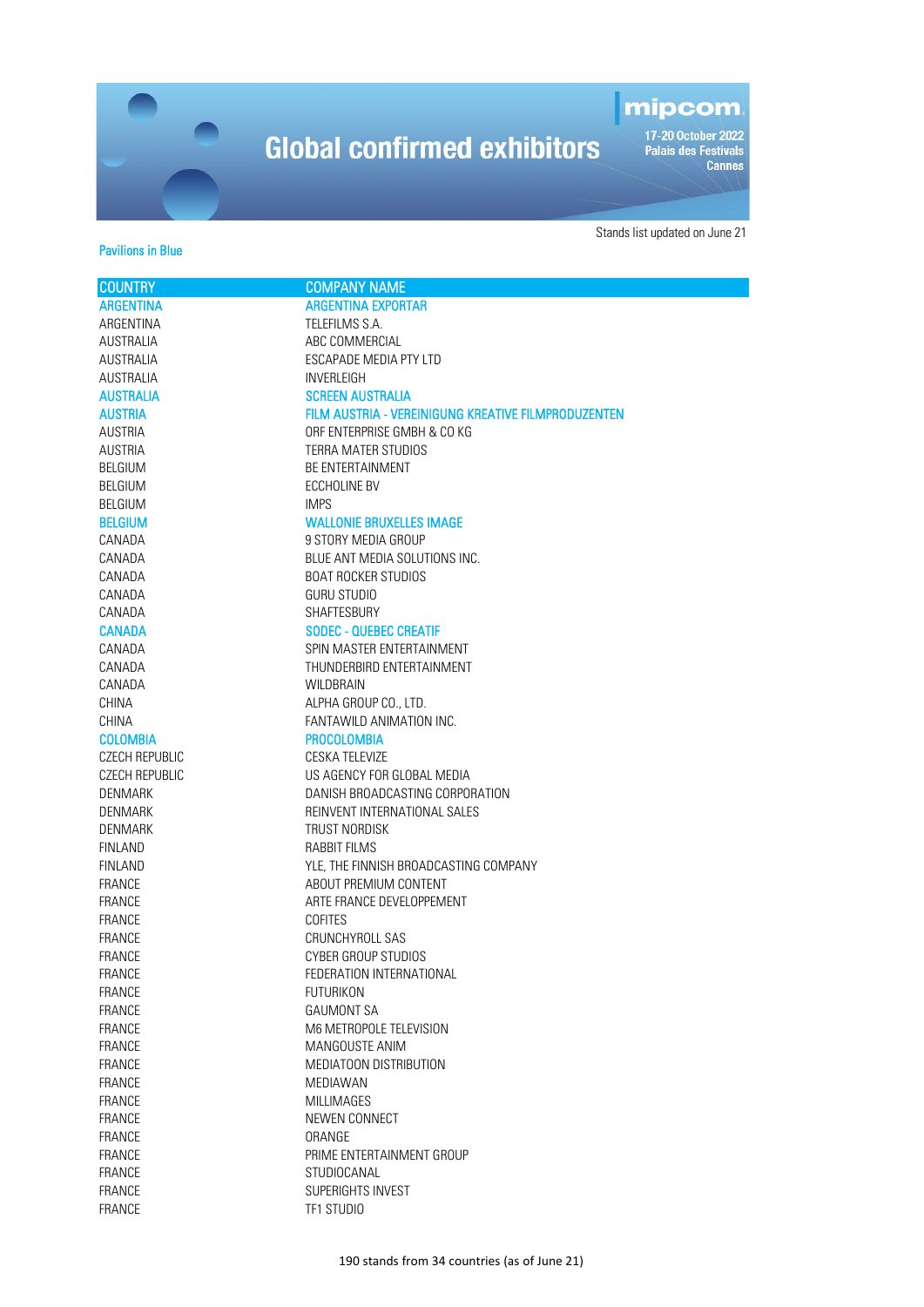# Global confirmed exhibitors

mipcom
17-20 October 2022
Palais des Festivals
Cannes

Stands list updated on June 21

Pavilions in Blue

| COUNTRY | COMPANY NAME |
|---|---|
| ARGENTINA | ARGENTINA EXPORTAR |
| ARGENTINA | TELEFILMS S.A. |
| AUSTRALIA | ABC COMMERCIAL |
| AUSTRALIA | ESCAPADE MEDIA PTY LTD |
| AUSTRALIA | INVERLEIGH |
| AUSTRALIA | SCREEN AUSTRALIA |
| AUSTRIA | FILM AUSTRIA - VEREINIGUNG KREATIVE FILMPRODUZENTEN |
| AUSTRIA | ORF ENTERPRISE GMBH & CO KG |
| AUSTRIA | TERRA MATER STUDIOS |
| BELGIUM | BE ENTERTAINMENT |
| BELGIUM | ECCHOLINE BV |
| BELGIUM | IMPS |
| BELGIUM | WALLONIE BRUXELLES IMAGE |
| CANADA | 9 STORY MEDIA GROUP |
| CANADA | BLUE ANT MEDIA SOLUTIONS INC. |
| CANADA | BOAT ROCKER STUDIOS |
| CANADA | GURU STUDIO |
| CANADA | SHAFTESBURY |
| CANADA | SODEC - QUEBEC CREATIF |
| CANADA | SPIN MASTER ENTERTAINMENT |
| CANADA | THUNDERBIRD ENTERTAINMENT |
| CANADA | WILDBRAIN |
| CHINA | ALPHA GROUP CO., LTD. |
| CHINA | FANTAWILD ANIMATION INC. |
| COLOMBIA | PROCOLOMBIA |
| CZECH REPUBLIC | CESKA TELEVIZE |
| CZECH REPUBLIC | US AGENCY FOR GLOBAL MEDIA |
| DENMARK | DANISH BROADCASTING CORPORATION |
| DENMARK | REINVENT INTERNATIONAL SALES |
| DENMARK | TRUST NORDISK |
| FINLAND | RABBIT FILMS |
| FINLAND | YLE, THE FINNISH BROADCASTING COMPANY |
| FRANCE | ABOUT PREMIUM CONTENT |
| FRANCE | ARTE FRANCE DEVELOPPEMENT |
| FRANCE | COFITES |
| FRANCE | CRUNCHYROLL SAS |
| FRANCE | CYBER GROUP STUDIOS |
| FRANCE | FEDERATION INTERNATIONAL |
| FRANCE | FUTURIKON |
| FRANCE | GAUMONT SA |
| FRANCE | M6 METROPOLE TELEVISION |
| FRANCE | MANGOUSTE ANIM |
| FRANCE | MEDIATOON DISTRIBUTION |
| FRANCE | MEDIAWAN |
| FRANCE | MILLIMAGES |
| FRANCE | NEWEN CONNECT |
| FRANCE | ORANGE |
| FRANCE | PRIME ENTERTAINMENT GROUP |
| FRANCE | STUDIOCANAL |
| FRANCE | SUPERIGHTS INVEST |
| FRANCE | TF1 STUDIO |

190 stands from 34 countries (as of June 21)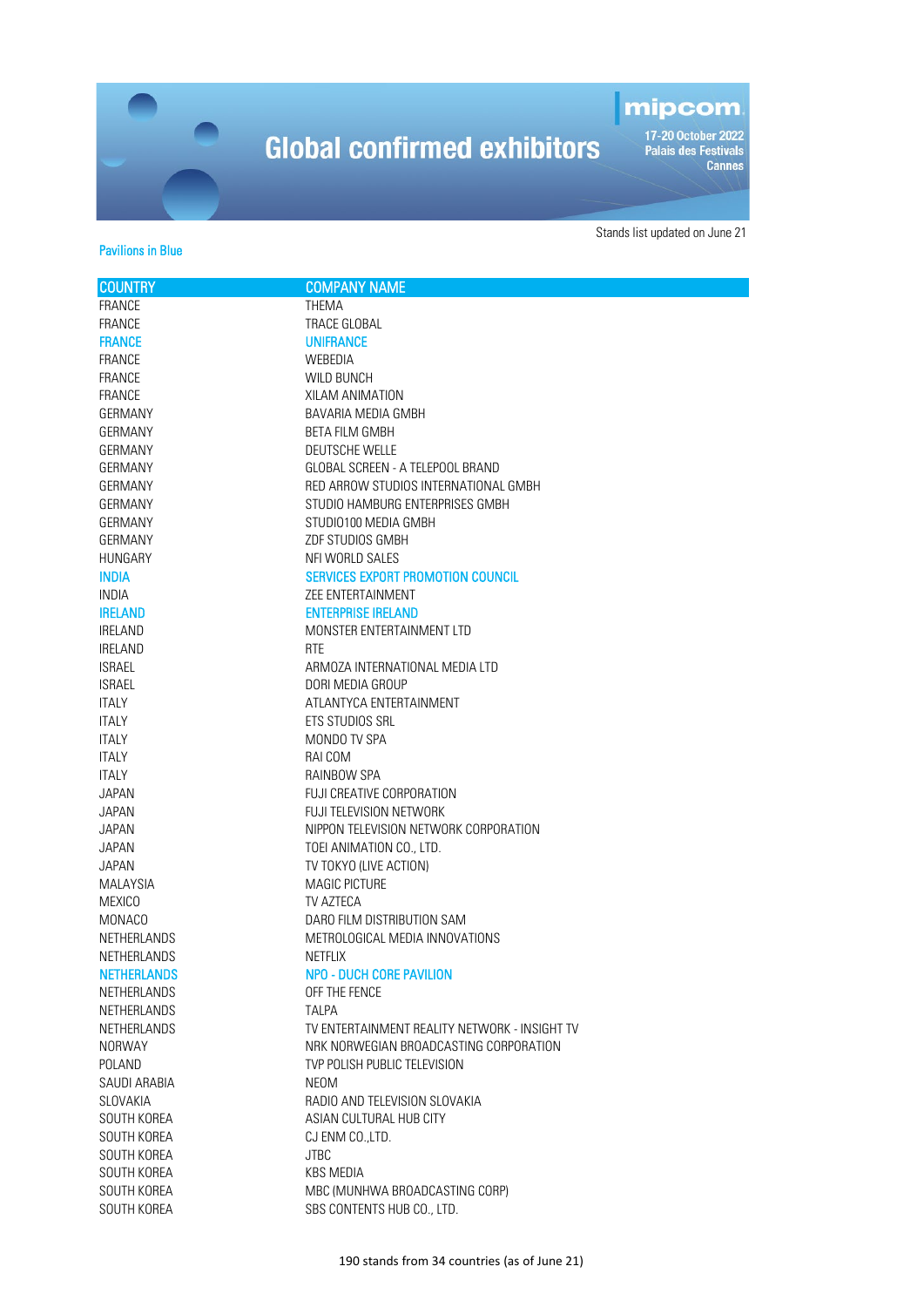# Global confirmed exhibitors

mipcom
17-20 October 2022
Palais des Festivals
Cannes

Stands list updated on June 21

Pavilions in Blue

| COUNTRY | COMPANY NAME |
|---|---|
| FRANCE | THEMA |
| FRANCE | TRACE GLOBAL |
| FRANCE | UNIFRANCE |
| FRANCE | WEBEDIA |
| FRANCE | WILD BUNCH |
| FRANCE | XILAM ANIMATION |
| GERMANY | BAVARIA MEDIA GMBH |
| GERMANY | BETA FILM GMBH |
| GERMANY | DEUTSCHE WELLE |
| GERMANY | GLOBAL SCREEN - A TELEPOOL BRAND |
| GERMANY | RED ARROW STUDIOS INTERNATIONAL GMBH |
| GERMANY | STUDIO HAMBURG ENTERPRISES GMBH |
| GERMANY | STUDIO100 MEDIA GMBH |
| GERMANY | ZDF STUDIOS GMBH |
| HUNGARY | NFI WORLD SALES |
| INDIA | SERVICES EXPORT PROMOTION COUNCIL |
| INDIA | ZEE ENTERTAINMENT |
| IRELAND | ENTERPRISE IRELAND |
| IRELAND | MONSTER ENTERTAINMENT LTD |
| IRELAND | RTE |
| ISRAEL | ARMOZA INTERNATIONAL MEDIA LTD |
| ISRAEL | DORI MEDIA GROUP |
| ITALY | ATLANTYCA ENTERTAINMENT |
| ITALY | ETS STUDIOS SRL |
| ITALY | MONDO TV SPA |
| ITALY | RAI COM |
| ITALY | RAINBOW SPA |
| JAPAN | FUJI CREATIVE CORPORATION |
| JAPAN | FUJI TELEVISION NETWORK |
| JAPAN | NIPPON TELEVISION NETWORK CORPORATION |
| JAPAN | TOEI ANIMATION CO., LTD. |
| JAPAN | TV TOKYO (LIVE ACTION) |
| MALAYSIA | MAGIC PICTURE |
| MEXICO | TV AZTECA |
| MONACO | DARO FILM DISTRIBUTION SAM |
| NETHERLANDS | METROLOGICAL MEDIA INNOVATIONS |
| NETHERLANDS | NETFLIX |
| NETHERLANDS | NPO - DUCH CORE PAVILION |
| NETHERLANDS | OFF THE FENCE |
| NETHERLANDS | TALPA |
| NETHERLANDS | TV ENTERTAINMENT REALITY NETWORK - INSIGHT TV |
| NORWAY | NRK NORWEGIAN BROADCASTING CORPORATION |
| POLAND | TVP POLISH PUBLIC TELEVISION |
| SAUDI ARABIA | NEOM |
| SLOVAKIA | RADIO AND TELEVISION SLOVAKIA |
| SOUTH KOREA | ASIAN CULTURAL HUB CITY |
| SOUTH KOREA | CJ ENM CO.,LTD. |
| SOUTH KOREA | JTBC |
| SOUTH KOREA | KBS MEDIA |
| SOUTH KOREA | MBC (MUNHWA BROADCASTING CORP) |
| SOUTH KOREA | SBS CONTENTS HUB CO., LTD. |

190 stands from 34 countries (as of June 21)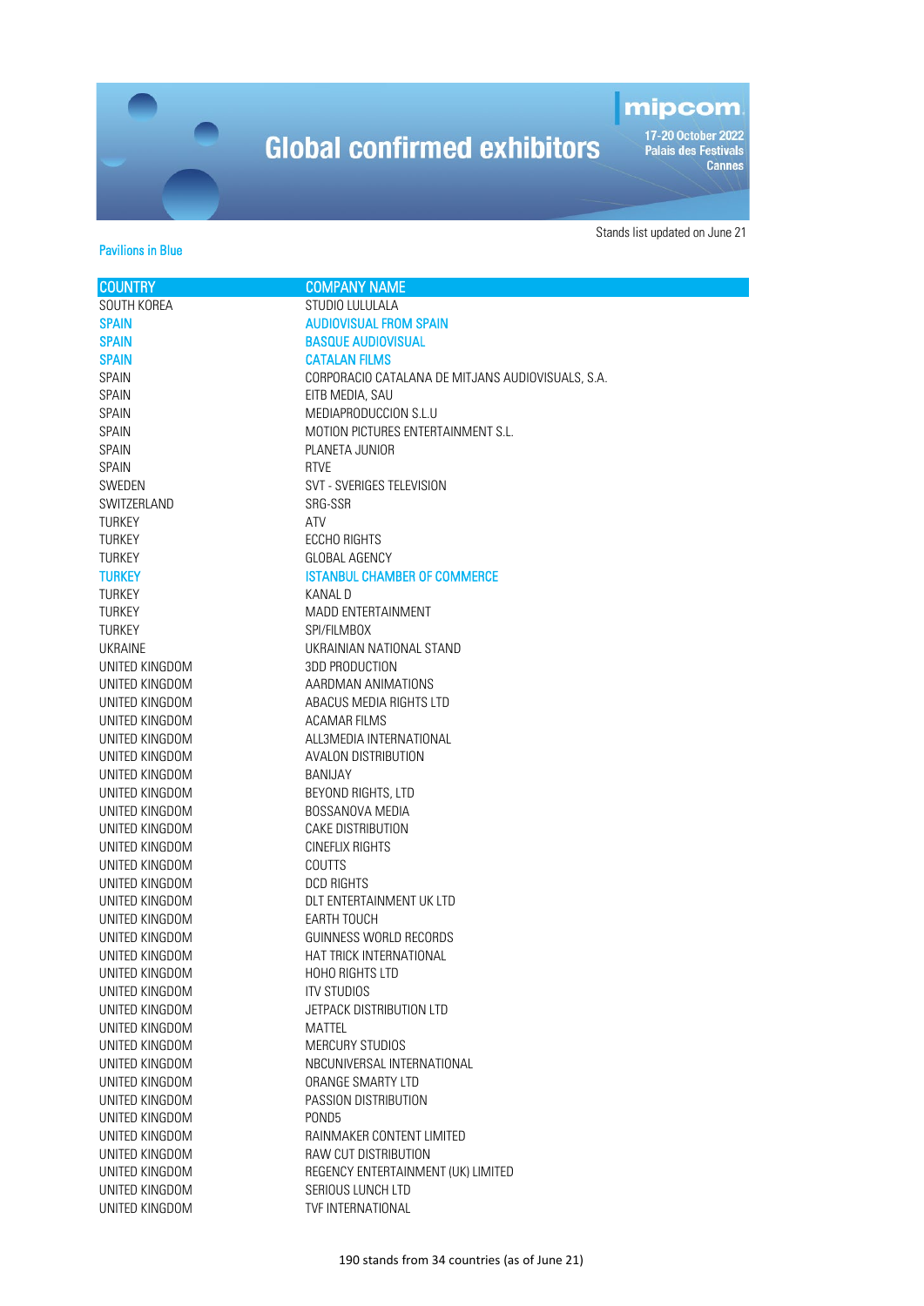# Global confirmed exhibitors

mipcom

17-20 October 2022
Palais des Festivals
Cannes

Stands list updated on June 21

Pavilions in Blue

| COUNTRY | COMPANY NAME |
|---|---|
| SOUTH KOREA | STUDIO LULULALA |
| SPAIN | AUDIOVISUAL FROM SPAIN |
| SPAIN | BASQUE AUDIOVISUAL |
| SPAIN | CATALAN FILMS |
| SPAIN | CORPORACIO CATALANA DE MITJANS AUDIOVISUALS, S.A. |
| SPAIN | EITB MEDIA, SAU |
| SPAIN | MEDIAPRODUCCION S.L.U |
| SPAIN | MOTION PICTURES ENTERTAINMENT S.L. |
| SPAIN | PLANETA JUNIOR |
| SPAIN | RTVE |
| SWEDEN | SVT - SVERIGES TELEVISION |
| SWITZERLAND | SRG-SSR |
| TURKEY | ATV |
| TURKEY | ECCHO RIGHTS |
| TURKEY | GLOBAL AGENCY |
| TURKEY | ISTANBUL CHAMBER OF COMMERCE |
| TURKEY | KANAL D |
| TURKEY | MADD ENTERTAINMENT |
| TURKEY | SPI/FILMBOX |
| UKRAINE | UKRAINIAN NATIONAL STAND |
| UNITED KINGDOM | 3DD PRODUCTION |
| UNITED KINGDOM | AARDMAN ANIMATIONS |
| UNITED KINGDOM | ABACUS MEDIA RIGHTS LTD |
| UNITED KINGDOM | ACAMAR FILMS |
| UNITED KINGDOM | ALL3MEDIA INTERNATIONAL |
| UNITED KINGDOM | AVALON DISTRIBUTION |
| UNITED KINGDOM | BANIJAY |
| UNITED KINGDOM | BEYOND RIGHTS, LTD |
| UNITED KINGDOM | BOSSANOVA MEDIA |
| UNITED KINGDOM | CAKE DISTRIBUTION |
| UNITED KINGDOM | CINEFLIX RIGHTS |
| UNITED KINGDOM | COUTTS |
| UNITED KINGDOM | DCD RIGHTS |
| UNITED KINGDOM | DLT ENTERTAINMENT UK LTD |
| UNITED KINGDOM | EARTH TOUCH |
| UNITED KINGDOM | GUINNESS WORLD RECORDS |
| UNITED KINGDOM | HAT TRICK INTERNATIONAL |
| UNITED KINGDOM | HOHO RIGHTS LTD |
| UNITED KINGDOM | ITV STUDIOS |
| UNITED KINGDOM | JETPACK DISTRIBUTION LTD |
| UNITED KINGDOM | MATTEL |
| UNITED KINGDOM | MERCURY STUDIOS |
| UNITED KINGDOM | NBCUNIVERSAL INTERNATIONAL |
| UNITED KINGDOM | ORANGE SMARTY LTD |
| UNITED KINGDOM | PASSION DISTRIBUTION |
| UNITED KINGDOM | POND5 |
| UNITED KINGDOM | RAINMAKER CONTENT LIMITED |
| UNITED KINGDOM | RAW CUT DISTRIBUTION |
| UNITED KINGDOM | REGENCY ENTERTAINMENT (UK) LIMITED |
| UNITED KINGDOM | SERIOUS LUNCH LTD |
| UNITED KINGDOM | TVF INTERNATIONAL |

190 stands from 34 countries (as of June 21)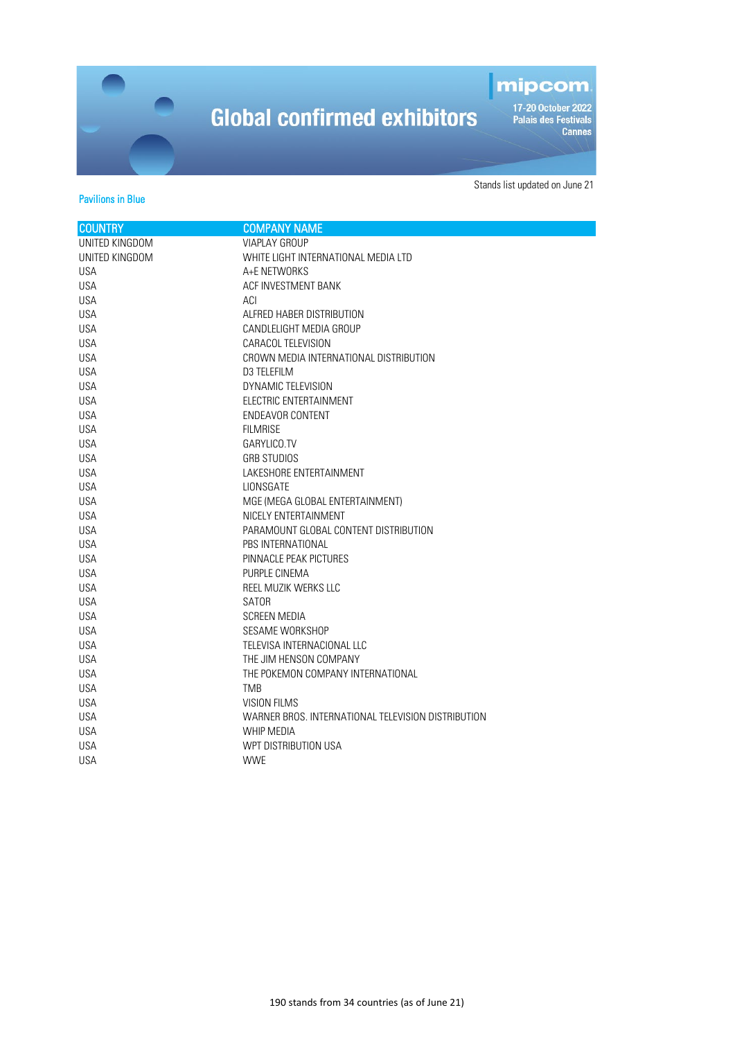# Global confirmed exhibitors

mipcom
17-20 October 2022
Palais des Festivals
Cannes

Stands list updated on June 21

Pavilions in Blue

| COUNTRY | COMPANY NAME |
|---|---|
| UNITED KINGDOM | VIAPLAY GROUP |
| UNITED KINGDOM | WHITE LIGHT INTERNATIONAL MEDIA LTD |
| USA | A+E NETWORKS |
| USA | ACF INVESTMENT BANK |
| USA | ACI |
| USA | ALFRED HABER DISTRIBUTION |
| USA | CANDLELIGHT MEDIA GROUP |
| USA | CARACOL TELEVISION |
| USA | CROWN MEDIA INTERNATIONAL DISTRIBUTION |
| USA | D3 TELEFILM |
| USA | DYNAMIC TELEVISION |
| USA | ELECTRIC ENTERTAINMENT |
| USA | ENDEAVOR CONTENT |
| USA | FILMRISE |
| USA | GARYLICO.TV |
| USA | GRB STUDIOS |
| USA | LAKESHORE ENTERTAINMENT |
| USA | LIONSGATE |
| USA | MGE (MEGA GLOBAL ENTERTAINMENT) |
| USA | NICELY ENTERTAINMENT |
| USA | PARAMOUNT GLOBAL CONTENT DISTRIBUTION |
| USA | PBS INTERNATIONAL |
| USA | PINNACLE PEAK PICTURES |
| USA | PURPLE CINEMA |
| USA | REEL MUZIK WERKS LLC |
| USA | SATOR |
| USA | SCREEN MEDIA |
| USA | SESAME WORKSHOP |
| USA | TELEVISA INTERNACIONAL LLC |
| USA | THE JIM HENSON COMPANY |
| USA | THE POKEMON COMPANY INTERNATIONAL |
| USA | TMB |
| USA | VISION FILMS |
| USA | WARNER BROS. INTERNATIONAL TELEVISION DISTRIBUTION |
| USA | WHIP MEDIA |
| USA | WPT DISTRIBUTION USA |
| USA | WWE |

190 stands from 34 countries (as of June 21)